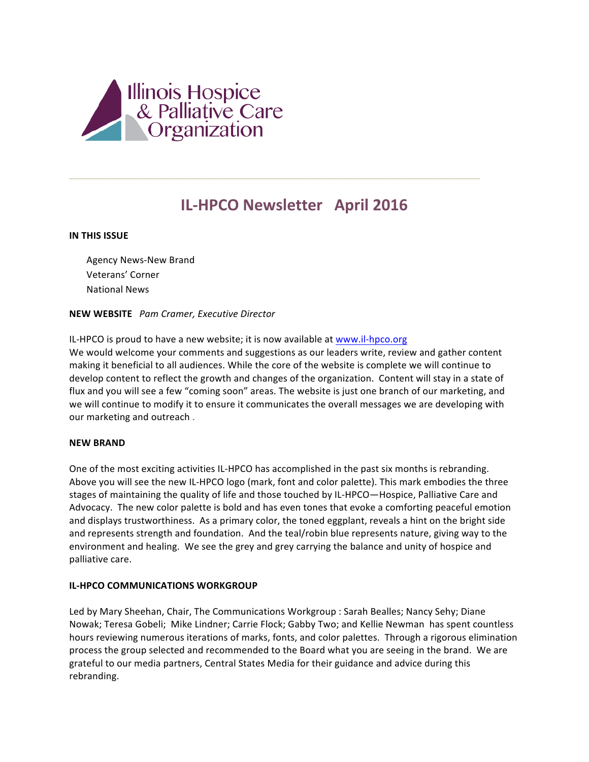Illinois Hospice & Palliative Care Organization

---

# IL-HPCO Newsletter April 2016

**IN THIS ISSUE**

Agency News-New Brand
Veterans' Corner
National News

**NEW WEBSITE** *Pam Cramer, Executive Director*

IL-HPCO is proud to have a new website; it is now available at www.il-hpco.org
We would welcome your comments and suggestions as our leaders write, review and gather content making it beneficial to all audiences. While the core of the website is complete we will continue to develop content to reflect the growth and changes of the organization. Content will stay in a state of flux and you will see a few "coming soon" areas. The website is just one branch of our marketing, and we will continue to modify it to ensure it communicates the overall messages we are developing with our marketing and outreach .

**NEW BRAND**

One of the most exciting activities IL-HPCO has accomplished in the past six months is rebranding. Above you will see the new IL-HPCO logo (mark, font and color palette). This mark embodies the three stages of maintaining the quality of life and those touched by IL-HPCO—Hospice, Palliative Care and Advocacy. The new color palette is bold and has even tones that evoke a comforting peaceful emotion and displays trustworthiness. As a primary color, the toned eggplant, reveals a hint on the bright side and represents strength and foundation. And the teal/robin blue represents nature, giving way to the environment and healing. We see the grey and grey carrying the balance and unity of hospice and palliative care.

**IL-HPCO COMMUNICATIONS WORKGROUP**

Led by Mary Sheehan, Chair, The Communications Workgroup : Sarah Bealles; Nancy Sehy; Diane Nowak; Teresa Gobeli; Mike Lindner; Carrie Flock; Gabby Two; and Kellie Newman has spent countless hours reviewing numerous iterations of marks, fonts, and color palettes. Through a rigorous elimination process the group selected and recommended to the Board what you are seeing in the brand. We are grateful to our media partners, Central States Media for their guidance and advice during this rebranding.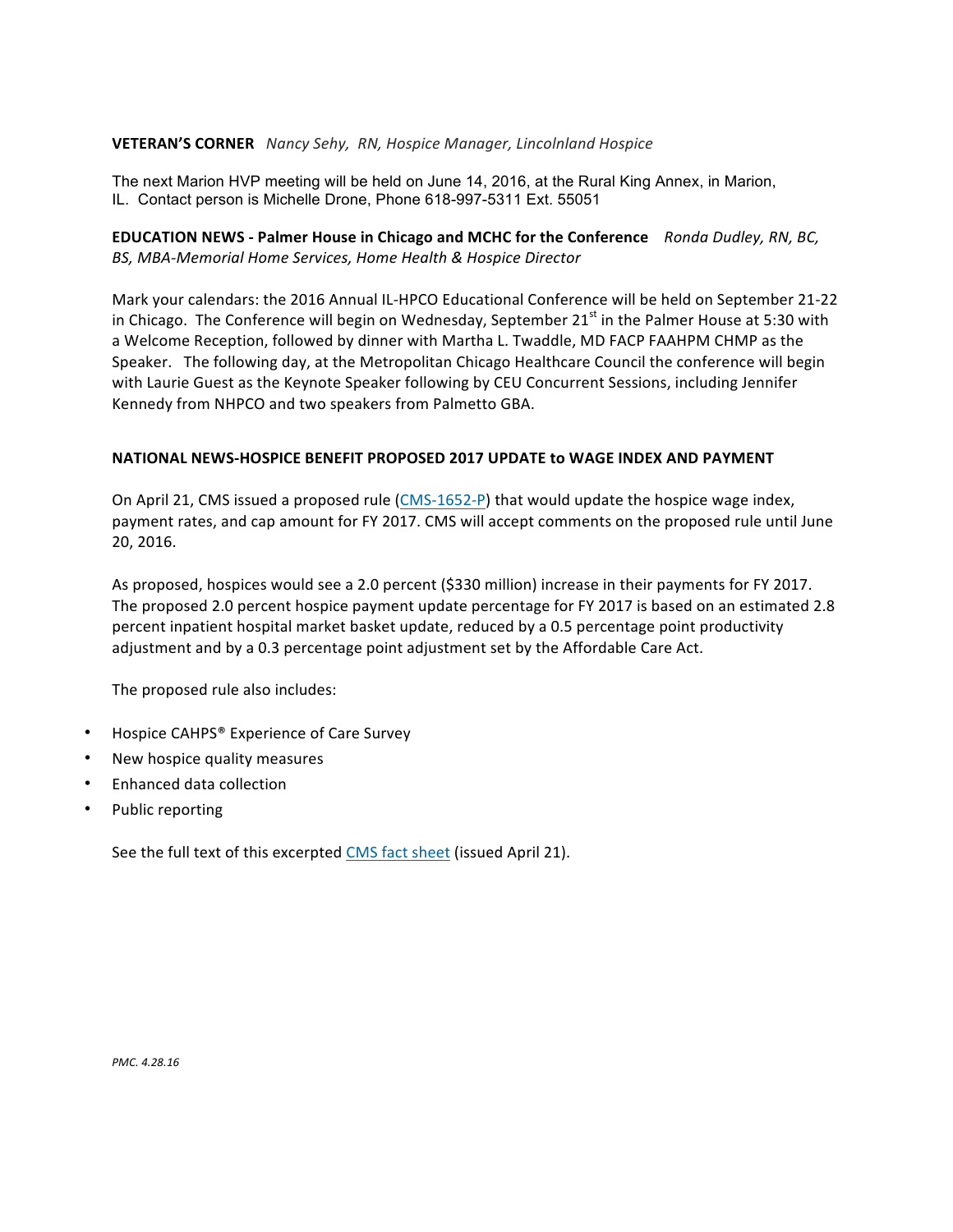**VETERAN'S CORNER** *Nancy Sehy, RN, Hospice Manager, Lincolnland Hospice*

The next Marion HVP meeting will be held on June 14, 2016, at the Rural King Annex, in Marion, IL. Contact person is Michelle Drone, Phone 618-997-5311 Ext. 55051

**EDUCATION NEWS - Palmer House in Chicago and MCHC for the Conference** *Ronda Dudley, RN, BC, BS, MBA-Memorial Home Services, Home Health & Hospice Director*

Mark your calendars: the 2016 Annual IL-HPCO Educational Conference will be held on September 21-22 in Chicago. The Conference will begin on Wednesday, September 21st in the Palmer House at 5:30 with a Welcome Reception, followed by dinner with Martha L. Twaddle, MD FACP FAAHPM CHMP as the Speaker. The following day, at the Metropolitan Chicago Healthcare Council the conference will begin with Laurie Guest as the Keynote Speaker following by CEU Concurrent Sessions, including Jennifer Kennedy from NHPCO and two speakers from Palmetto GBA.

**NATIONAL NEWS-HOSPICE BENEFIT PROPOSED 2017 UPDATE to WAGE INDEX AND PAYMENT**

On April 21, CMS issued a proposed rule (CMS-1652-P) that would update the hospice wage index, payment rates, and cap amount for FY 2017. CMS will accept comments on the proposed rule until June 20, 2016.

As proposed, hospices would see a 2.0 percent ($330 million) increase in their payments for FY 2017. The proposed 2.0 percent hospice payment update percentage for FY 2017 is based on an estimated 2.8 percent inpatient hospital market basket update, reduced by a 0.5 percentage point productivity adjustment and by a 0.3 percentage point adjustment set by the Affordable Care Act.

The proposed rule also includes:

- Hospice CAHPS® Experience of Care Survey
- New hospice quality measures
- Enhanced data collection
- Public reporting

See the full text of this excerpted CMS fact sheet (issued April 21).

*PMC. 4.28.16*